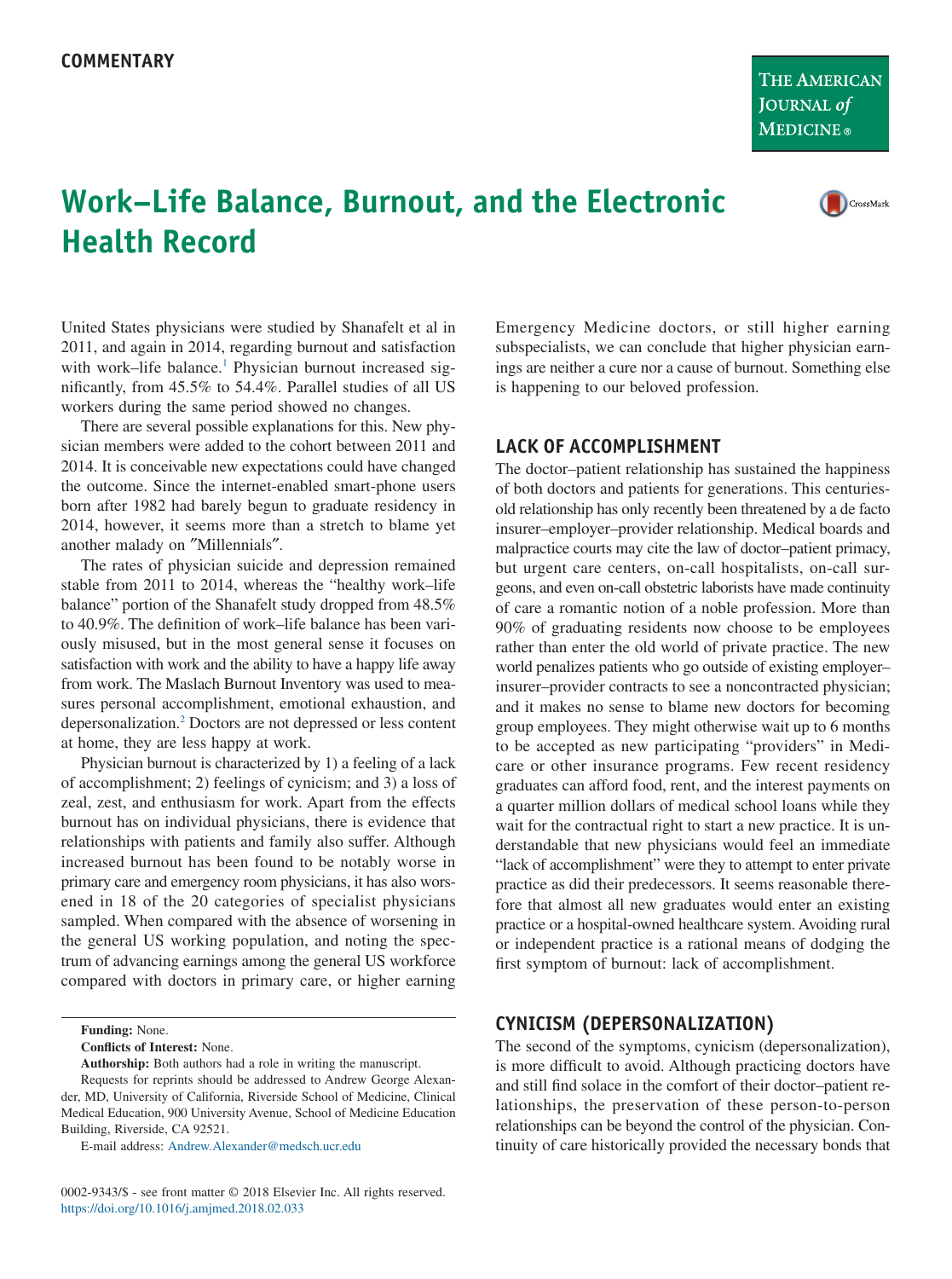COMMENTARY

# Work–Life Balance, Burnout, and the Electronic Health Record

United States physicians were studied by Shanafelt et al in 2011, and again in 2014, regarding burnout and satisfaction with work–life balance.[1] Physician burnout increased significantly, from 45.5% to 54.4%. Parallel studies of all US workers during the same period showed no changes.

There are several possible explanations for this. New physician members were added to the cohort between 2011 and 2014. It is conceivable new expectations could have changed the outcome. Since the internet-enabled smart-phone users born after 1982 had barely begun to graduate residency in 2014, however, it seems more than a stretch to blame yet another malady on ″Millennials″.

The rates of physician suicide and depression remained stable from 2011 to 2014, whereas the "healthy work–life balance" portion of the Shanafelt study dropped from 48.5% to 40.9%. The definition of work–life balance has been variously misused, but in the most general sense it focuses on satisfaction with work and the ability to have a happy life away from work. The Maslach Burnout Inventory was used to measures personal accomplishment, emotional exhaustion, and depersonalization.[2] Doctors are not depressed or less content at home, they are less happy at work.

Physician burnout is characterized by 1) a feeling of a lack of accomplishment; 2) feelings of cynicism; and 3) a loss of zeal, zest, and enthusiasm for work. Apart from the effects burnout has on individual physicians, there is evidence that relationships with patients and family also suffer. Although increased burnout has been found to be notably worse in primary care and emergency room physicians, it has also worsened in 18 of the 20 categories of specialist physicians sampled. When compared with the absence of worsening in the general US working population, and noting the spectrum of advancing earnings among the general US workforce compared with doctors in primary care, or higher earning Emergency Medicine doctors, or still higher earning subspecialists, we can conclude that higher physician earnings are neither a cure nor a cause of burnout. Something else is happening to our beloved profession.

## LACK OF ACCOMPLISHMENT

The doctor–patient relationship has sustained the happiness of both doctors and patients for generations. This centuries-old relationship has only recently been threatened by a de facto insurer–employer–provider relationship. Medical boards and malpractice courts may cite the law of doctor–patient primacy, but urgent care centers, on-call hospitalists, on-call surgeons, and even on-call obstetric laborists have made continuity of care a romantic notion of a noble profession. More than 90% of graduating residents now choose to be employees rather than enter the old world of private practice. The new world penalizes patients who go outside of existing employer–insurer–provider contracts to see a noncontracted physician; and it makes no sense to blame new doctors for becoming group employees. They might otherwise wait up to 6 months to be accepted as new participating "providers" in Medicare or other insurance programs. Few recent residency graduates can afford food, rent, and the interest payments on a quarter million dollars of medical school loans while they wait for the contractual right to start a new practice. It is understandable that new physicians would feel an immediate "lack of accomplishment" were they to attempt to enter private practice as did their predecessors. It seems reasonable therefore that almost all new graduates would enter an existing practice or a hospital-owned healthcare system. Avoiding rural or independent practice is a rational means of dodging the first symptom of burnout: lack of accomplishment.

## CYNICISM (DEPERSONALIZATION)

The second of the symptoms, cynicism (depersonalization), is more difficult to avoid. Although practicing doctors have and still find solace in the comfort of their doctor–patient relationships, the preservation of these person-to-person relationships can be beyond the control of the physician. Continuity of care historically provided the necessary bonds that

---

**Funding:** None.

**Conflicts of Interest:** None.

**Authorship:** Both authors had a role in writing the manuscript.

Requests for reprints should be addressed to Andrew George Alexander, MD, University of California, Riverside School of Medicine, Clinical Medical Education, 900 University Avenue, School of Medicine Education Building, Riverside, CA 92521.

E-mail address: Andrew.Alexander@medsch.ucr.edu

0002-9343/$ - see front matter © 2018 Elsevier Inc. All rights reserved.
https://doi.org/10.1016/j.amjmed.2018.02.033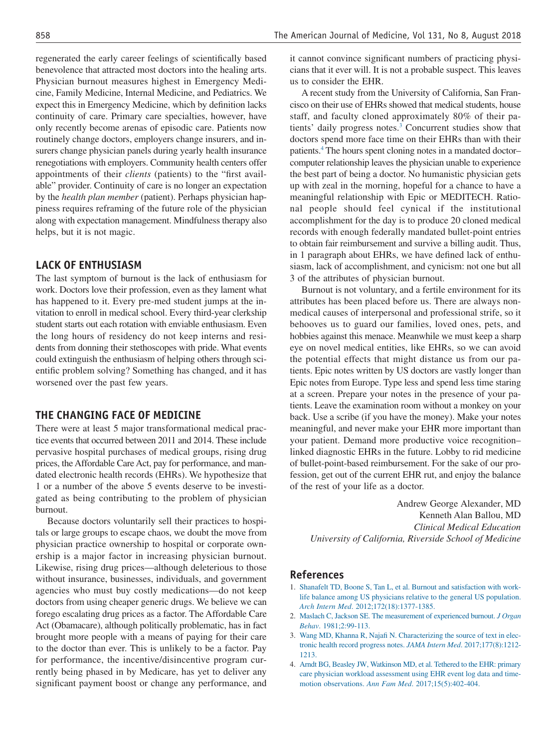regenerated the early career feelings of scientifically based benevolence that attracted most doctors into the healing arts. Physician burnout measures highest in Emergency Medicine, Family Medicine, Internal Medicine, and Pediatrics. We expect this in Emergency Medicine, which by definition lacks continuity of care. Primary care specialties, however, have only recently become arenas of episodic care. Patients now routinely change doctors, employers change insurers, and insurers change physician panels during yearly health insurance renegotiations with employers. Community health centers offer appointments of their *clients* (patients) to the "first available" provider. Continuity of care is no longer an expectation by the *health plan member* (patient). Perhaps physician happiness requires reframing of the future role of the physician along with expectation management. Mindfulness therapy also helps, but it is not magic.

## LACK OF ENTHUSIASM

The last symptom of burnout is the lack of enthusiasm for work. Doctors love their profession, even as they lament what has happened to it. Every pre-med student jumps at the invitation to enroll in medical school. Every third-year clerkship student starts out each rotation with enviable enthusiasm. Even the long hours of residency do not keep interns and residents from donning their stethoscopes with pride. What events could extinguish the enthusiasm of helping others through scientific problem solving? Something has changed, and it has worsened over the past few years.

## THE CHANGING FACE OF MEDICINE

There were at least 5 major transformational medical practice events that occurred between 2011 and 2014. These include pervasive hospital purchases of medical groups, rising drug prices, the Affordable Care Act, pay for performance, and mandated electronic health records (EHRs). We hypothesize that 1 or a number of the above 5 events deserve to be investigated as being contributing to the problem of physician burnout.

Because doctors voluntarily sell their practices to hospitals or large groups to escape chaos, we doubt the move from physician practice ownership to hospital or corporate ownership is a major factor in increasing physician burnout. Likewise, rising drug prices—although deleterious to those without insurance, businesses, individuals, and government agencies who must buy costly medications—do not keep doctors from using cheaper generic drugs. We believe we can forego escalating drug prices as a factor. The Affordable Care Act (Obamacare), although politically problematic, has in fact brought more people with a means of paying for their care to the doctor than ever. This is unlikely to be a factor. Pay for performance, the incentive/disincentive program currently being phased in by Medicare, has yet to deliver any significant payment boost or change any performance, and it cannot convince significant numbers of practicing physicians that it ever will. It is not a probable suspect. This leaves us to consider the EHR.

A recent study from the University of California, San Francisco on their use of EHRs showed that medical students, house staff, and faculty cloned approximately 80% of their patients' daily progress notes.[3] Concurrent studies show that doctors spend more face time on their EHRs than with their patients.[4] The hours spent cloning notes in a mandated doctor–computer relationship leaves the physician unable to experience the best part of being a doctor. No humanistic physician gets up with zeal in the morning, hopeful for a chance to have a meaningful relationship with Epic or MEDITECH. Rational people should feel cynical if the institutional accomplishment for the day is to produce 20 cloned medical records with enough federally mandated bullet-point entries to obtain fair reimbursement and survive a billing audit. Thus, in 1 paragraph about EHRs, we have defined lack of enthusiasm, lack of accomplishment, and cynicism: not one but all 3 of the attributes of physician burnout.

Burnout is not voluntary, and a fertile environment for its attributes has been placed before us. There are always nonmedical causes of interpersonal and professional strife, so it behooves us to guard our families, loved ones, pets, and hobbies against this menace. Meanwhile we must keep a sharp eye on novel medical entities, like EHRs, so we can avoid the potential effects that might distance us from our patients. Epic notes written by US doctors are vastly longer than Epic notes from Europe. Type less and spend less time staring at a screen. Prepare your notes in the presence of your patients. Leave the examination room without a monkey on your back. Use a scribe (if you have the money). Make your notes meaningful, and never make your EHR more important than your patient. Demand more productive voice recognition–linked diagnostic EHRs in the future. Lobby to rid medicine of bullet-point-based reimbursement. For the sake of our profession, get out of the current EHR rut, and enjoy the balance of the rest of your life as a doctor.

Andrew George Alexander, MD
Kenneth Alan Ballou, MD
*Clinical Medical Education*
*University of California, Riverside School of Medicine*

## References

1. Shanafelt TD, Boone S, Tan L, et al. Burnout and satisfaction with work-life balance among US physicians relative to the general US population. *Arch Intern Med*. 2012;172(18):1377-1385.
2. Maslach C, Jackson SE. The measurement of experienced burnout. *J Organ Behav*. 1981;2:99-113.
3. Wang MD, Khanna R, Najafi N. Characterizing the source of text in electronic health record progress notes. *JAMA Intern Med*. 2017;177(8):1212-1213.
4. Arndt BG, Beasley JW, Watkinson MD, et al. Tethered to the EHR: primary care physician workload assessment using EHR event log data and time-motion observations. *Ann Fam Med*. 2017;15(5):402-404.